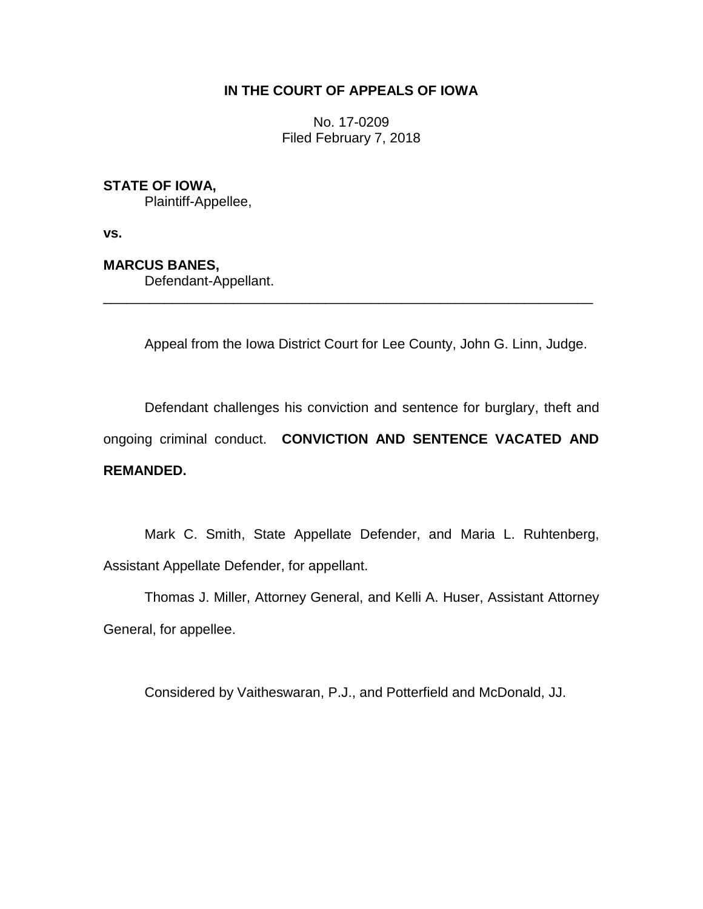**IN THE COURT OF APPEALS OF IOWA**

No. 17-0209
Filed February 7, 2018

**STATE OF IOWA,**
Plaintiff-Appellee,

**vs.**

**MARCUS BANES,**
Defendant-Appellant.

---

Appeal from the Iowa District Court for Lee County, John G. Linn, Judge.

Defendant challenges his conviction and sentence for burglary, theft and ongoing criminal conduct. **CONVICTION AND SENTENCE VACATED AND REMANDED.**

Mark C. Smith, State Appellate Defender, and Maria L. Ruhtenberg, Assistant Appellate Defender, for appellant.

Thomas J. Miller, Attorney General, and Kelli A. Huser, Assistant Attorney General, for appellee.

Considered by Vaitheswaran, P.J., and Potterfield and McDonald, JJ.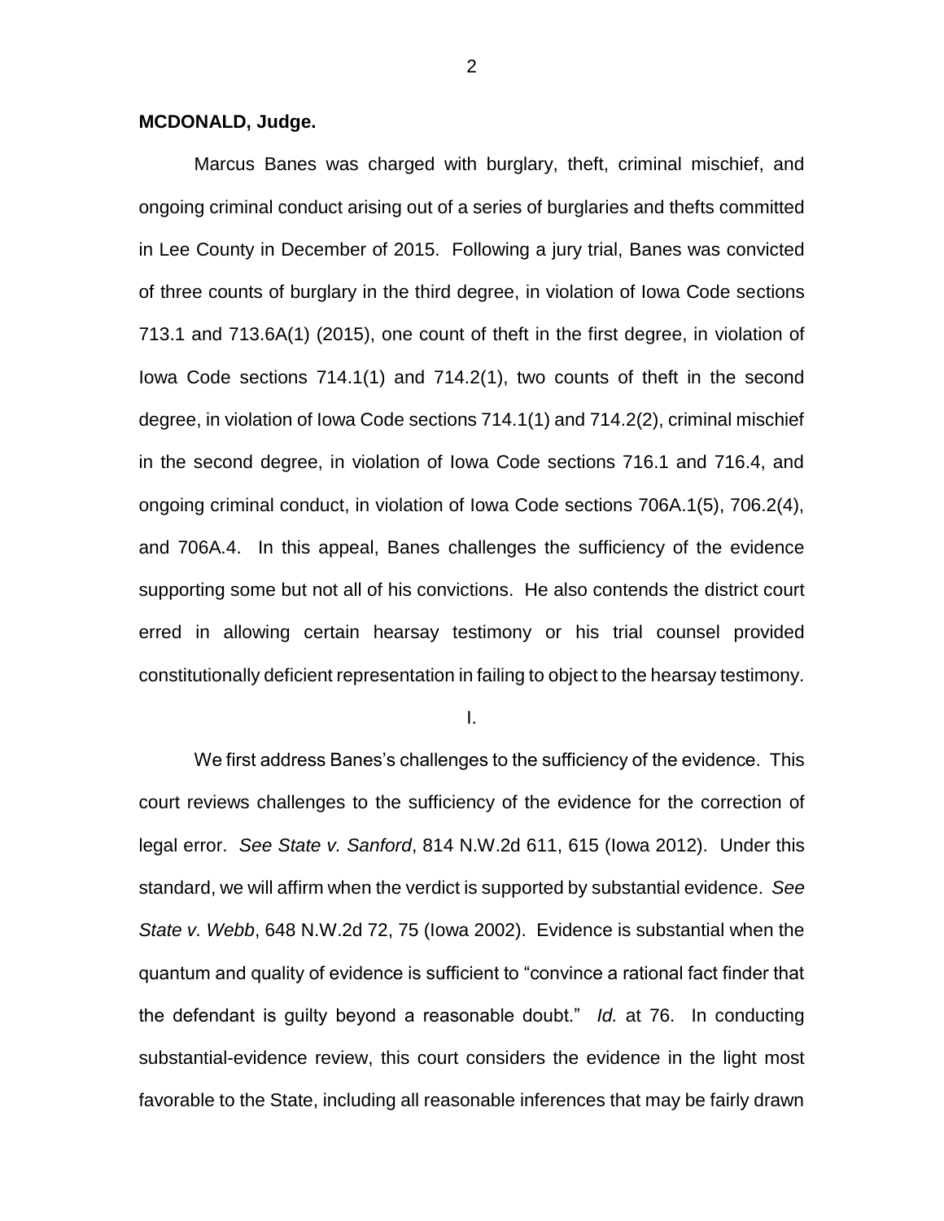**MCDONALD, Judge.**

Marcus Banes was charged with burglary, theft, criminal mischief, and ongoing criminal conduct arising out of a series of burglaries and thefts committed in Lee County in December of 2015. Following a jury trial, Banes was convicted of three counts of burglary in the third degree, in violation of Iowa Code sections 713.1 and 713.6A(1) (2015), one count of theft in the first degree, in violation of Iowa Code sections 714.1(1) and 714.2(1), two counts of theft in the second degree, in violation of Iowa Code sections 714.1(1) and 714.2(2), criminal mischief in the second degree, in violation of Iowa Code sections 716.1 and 716.4, and ongoing criminal conduct, in violation of Iowa Code sections 706A.1(5), 706.2(4), and 706A.4. In this appeal, Banes challenges the sufficiency of the evidence supporting some but not all of his convictions. He also contends the district court erred in allowing certain hearsay testimony or his trial counsel provided constitutionally deficient representation in failing to object to the hearsay testimony.

I.

We first address Banes's challenges to the sufficiency of the evidence. This court reviews challenges to the sufficiency of the evidence for the correction of legal error. *See State v. Sanford*, 814 N.W.2d 611, 615 (Iowa 2012). Under this standard, we will affirm when the verdict is supported by substantial evidence. *See State v. Webb*, 648 N.W.2d 72, 75 (Iowa 2002). Evidence is substantial when the quantum and quality of evidence is sufficient to "convince a rational fact finder that the defendant is guilty beyond a reasonable doubt." *Id.* at 76. In conducting substantial-evidence review, this court considers the evidence in the light most favorable to the State, including all reasonable inferences that may be fairly drawn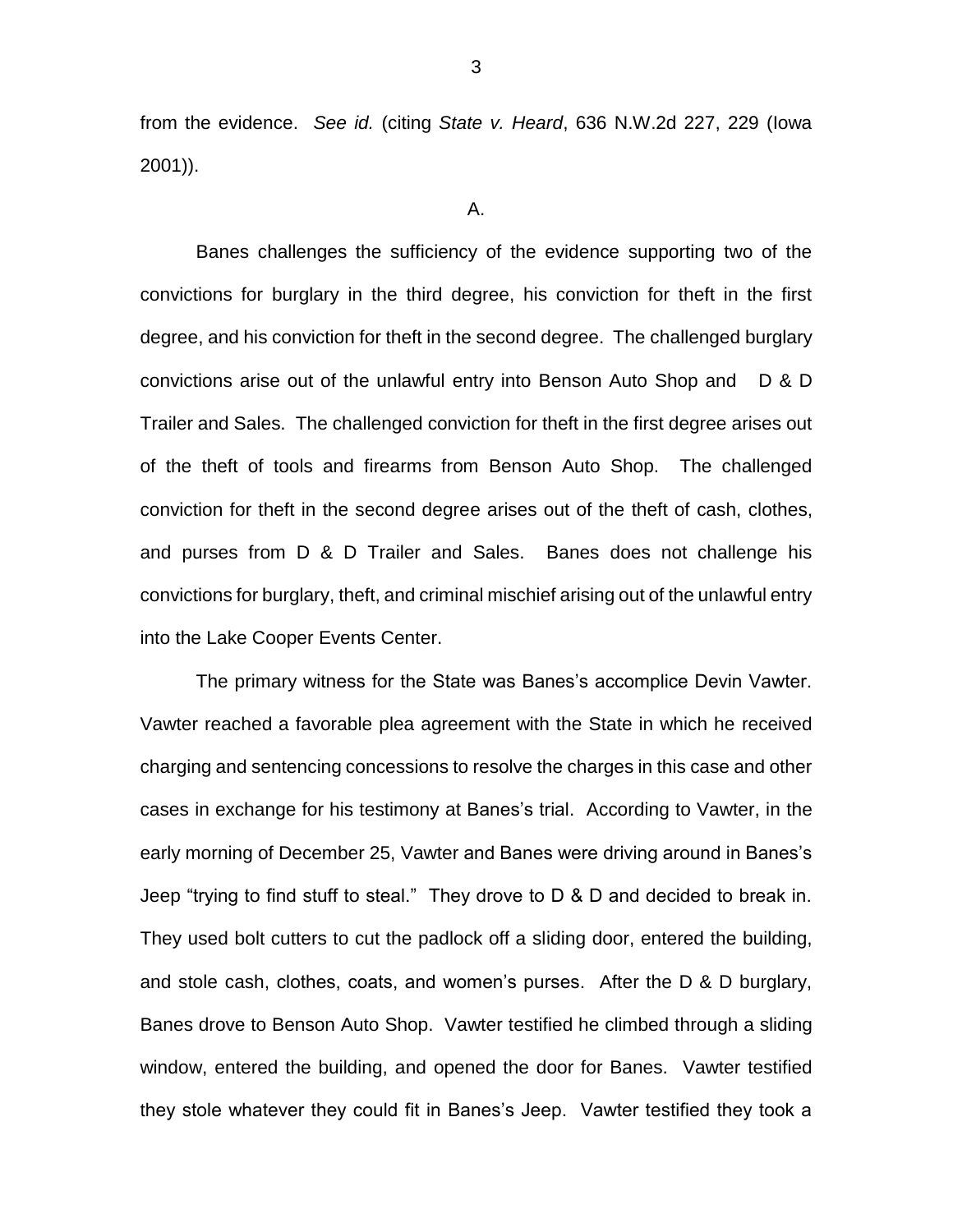from the evidence. *See id.* (citing *State v. Heard*, 636 N.W.2d 227, 229 (Iowa 2001)).

A.

Banes challenges the sufficiency of the evidence supporting two of the convictions for burglary in the third degree, his conviction for theft in the first degree, and his conviction for theft in the second degree. The challenged burglary convictions arise out of the unlawful entry into Benson Auto Shop and D & D Trailer and Sales. The challenged conviction for theft in the first degree arises out of the theft of tools and firearms from Benson Auto Shop. The challenged conviction for theft in the second degree arises out of the theft of cash, clothes, and purses from D & D Trailer and Sales. Banes does not challenge his convictions for burglary, theft, and criminal mischief arising out of the unlawful entry into the Lake Cooper Events Center.

The primary witness for the State was Banes's accomplice Devin Vawter. Vawter reached a favorable plea agreement with the State in which he received charging and sentencing concessions to resolve the charges in this case and other cases in exchange for his testimony at Banes's trial. According to Vawter, in the early morning of December 25, Vawter and Banes were driving around in Banes's Jeep "trying to find stuff to steal." They drove to D & D and decided to break in. They used bolt cutters to cut the padlock off a sliding door, entered the building, and stole cash, clothes, coats, and women's purses. After the D & D burglary, Banes drove to Benson Auto Shop. Vawter testified he climbed through a sliding window, entered the building, and opened the door for Banes. Vawter testified they stole whatever they could fit in Banes's Jeep. Vawter testified they took a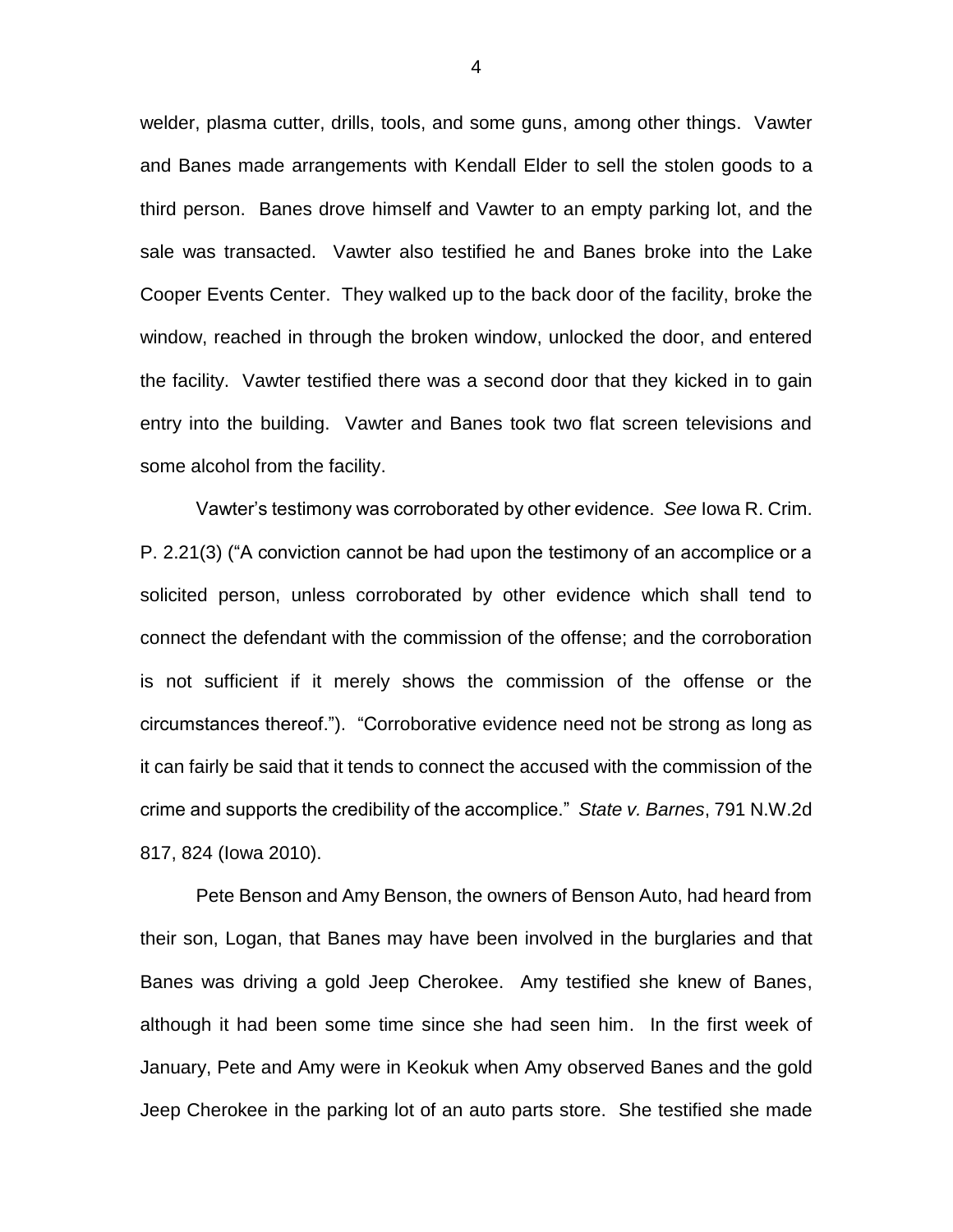welder, plasma cutter, drills, tools, and some guns, among other things. Vawter and Banes made arrangements with Kendall Elder to sell the stolen goods to a third person. Banes drove himself and Vawter to an empty parking lot, and the sale was transacted. Vawter also testified he and Banes broke into the Lake Cooper Events Center. They walked up to the back door of the facility, broke the window, reached in through the broken window, unlocked the door, and entered the facility. Vawter testified there was a second door that they kicked in to gain entry into the building. Vawter and Banes took two flat screen televisions and some alcohol from the facility.

Vawter's testimony was corroborated by other evidence. *See* Iowa R. Crim. P. 2.21(3) ("A conviction cannot be had upon the testimony of an accomplice or a solicited person, unless corroborated by other evidence which shall tend to connect the defendant with the commission of the offense; and the corroboration is not sufficient if it merely shows the commission of the offense or the circumstances thereof."). "Corroborative evidence need not be strong as long as it can fairly be said that it tends to connect the accused with the commission of the crime and supports the credibility of the accomplice." *State v. Barnes*, 791 N.W.2d 817, 824 (Iowa 2010).

Pete Benson and Amy Benson, the owners of Benson Auto, had heard from their son, Logan, that Banes may have been involved in the burglaries and that Banes was driving a gold Jeep Cherokee. Amy testified she knew of Banes, although it had been some time since she had seen him. In the first week of January, Pete and Amy were in Keokuk when Amy observed Banes and the gold Jeep Cherokee in the parking lot of an auto parts store. She testified she made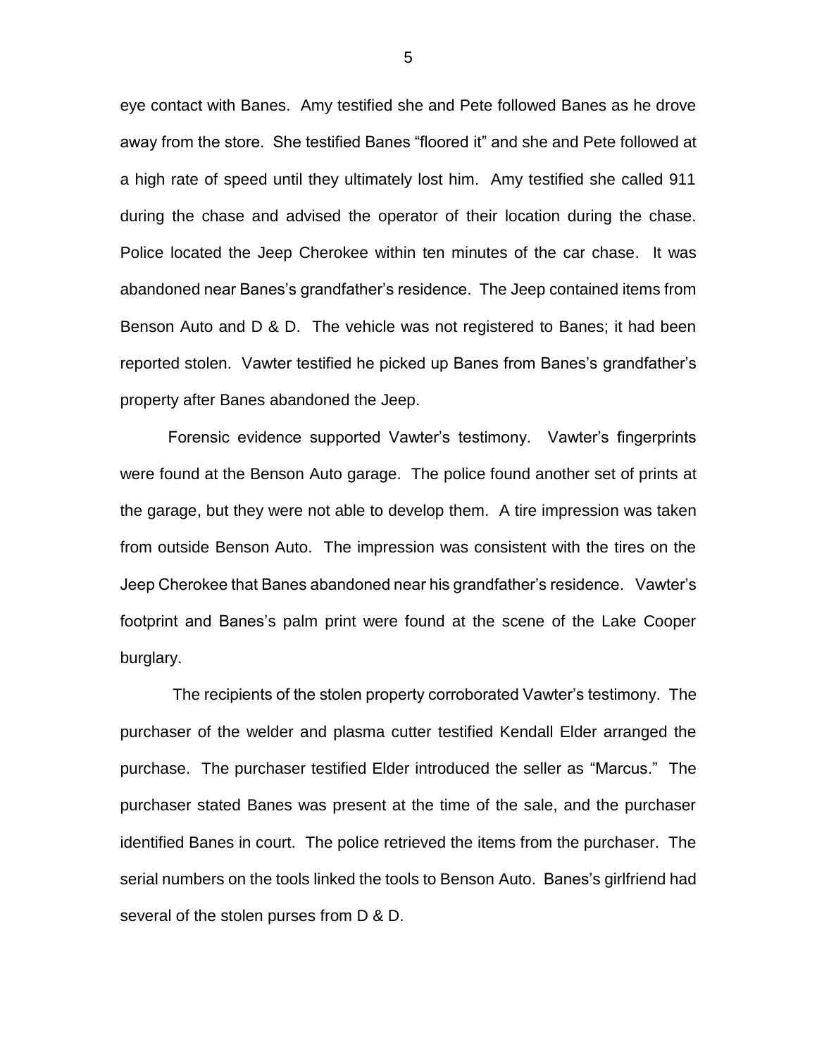eye contact with Banes. Amy testified she and Pete followed Banes as he drove away from the store. She testified Banes "floored it" and she and Pete followed at a high rate of speed until they ultimately lost him. Amy testified she called 911 during the chase and advised the operator of their location during the chase. Police located the Jeep Cherokee within ten minutes of the car chase. It was abandoned near Banes's grandfather's residence. The Jeep contained items from Benson Auto and D & D. The vehicle was not registered to Banes; it had been reported stolen. Vawter testified he picked up Banes from Banes's grandfather's property after Banes abandoned the Jeep.

Forensic evidence supported Vawter's testimony. Vawter's fingerprints were found at the Benson Auto garage. The police found another set of prints at the garage, but they were not able to develop them. A tire impression was taken from outside Benson Auto. The impression was consistent with the tires on the Jeep Cherokee that Banes abandoned near his grandfather's residence. Vawter's footprint and Banes's palm print were found at the scene of the Lake Cooper burglary.

The recipients of the stolen property corroborated Vawter's testimony. The purchaser of the welder and plasma cutter testified Kendall Elder arranged the purchase. The purchaser testified Elder introduced the seller as "Marcus." The purchaser stated Banes was present at the time of the sale, and the purchaser identified Banes in court. The police retrieved the items from the purchaser. The serial numbers on the tools linked the tools to Benson Auto. Banes's girlfriend had several of the stolen purses from D & D.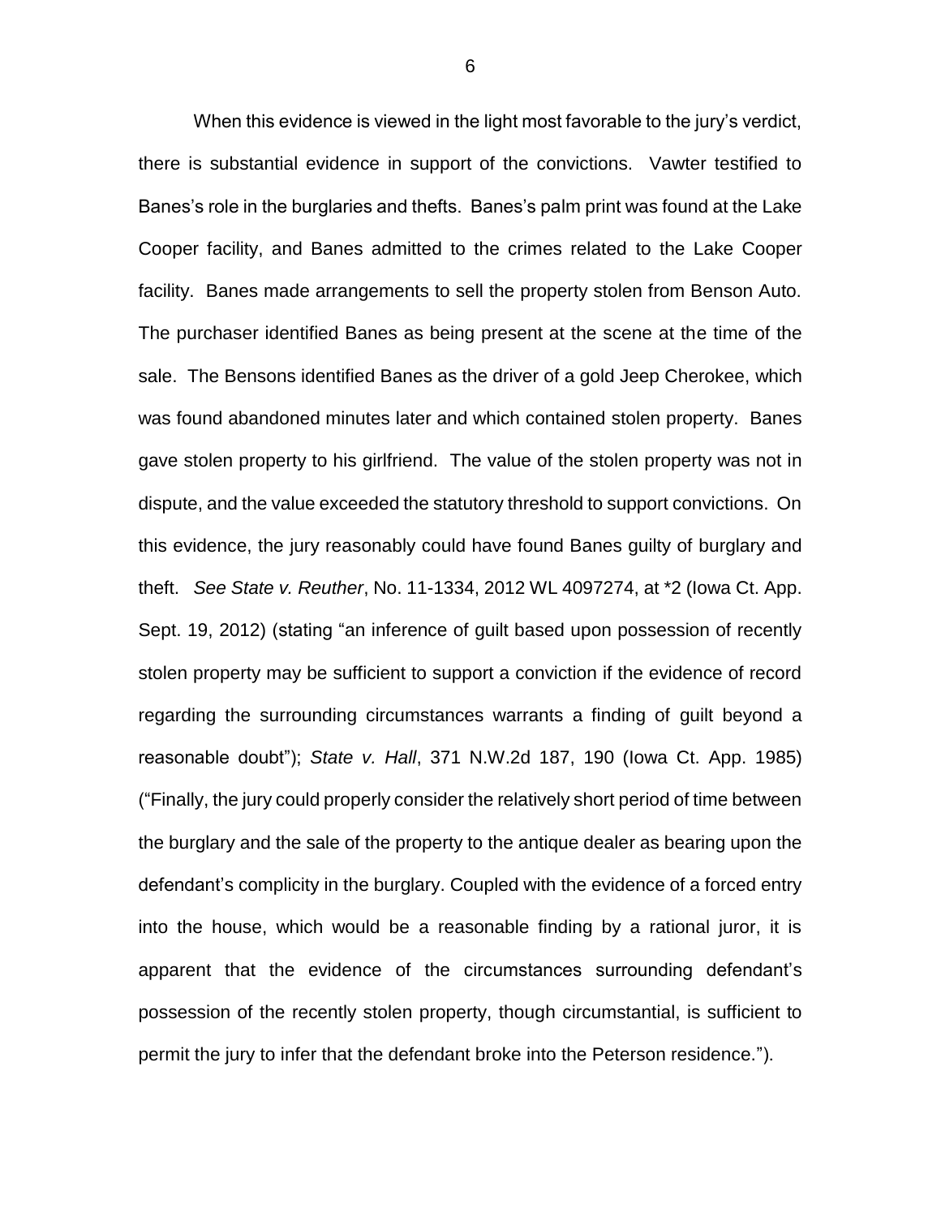When this evidence is viewed in the light most favorable to the jury's verdict, there is substantial evidence in support of the convictions. Vawter testified to Banes's role in the burglaries and thefts. Banes's palm print was found at the Lake Cooper facility, and Banes admitted to the crimes related to the Lake Cooper facility. Banes made arrangements to sell the property stolen from Benson Auto. The purchaser identified Banes as being present at the scene at the time of the sale. The Bensons identified Banes as the driver of a gold Jeep Cherokee, which was found abandoned minutes later and which contained stolen property. Banes gave stolen property to his girlfriend. The value of the stolen property was not in dispute, and the value exceeded the statutory threshold to support convictions. On this evidence, the jury reasonably could have found Banes guilty of burglary and theft. *See State v. Reuther*, No. 11-1334, 2012 WL 4097274, at *2 (Iowa Ct. App. Sept. 19, 2012) (stating "an inference of guilt based upon possession of recently stolen property may be sufficient to support a conviction if the evidence of record regarding the surrounding circumstances warrants a finding of guilt beyond a reasonable doubt"); *State v. Hall*, 371 N.W.2d 187, 190 (Iowa Ct. App. 1985) ("Finally, the jury could properly consider the relatively short period of time between the burglary and the sale of the property to the antique dealer as bearing upon the defendant's complicity in the burglary. Coupled with the evidence of a forced entry into the house, which would be a reasonable finding by a rational juror, it is apparent that the evidence of the circumstances surrounding defendant's possession of the recently stolen property, though circumstantial, is sufficient to permit the jury to infer that the defendant broke into the Peterson residence.").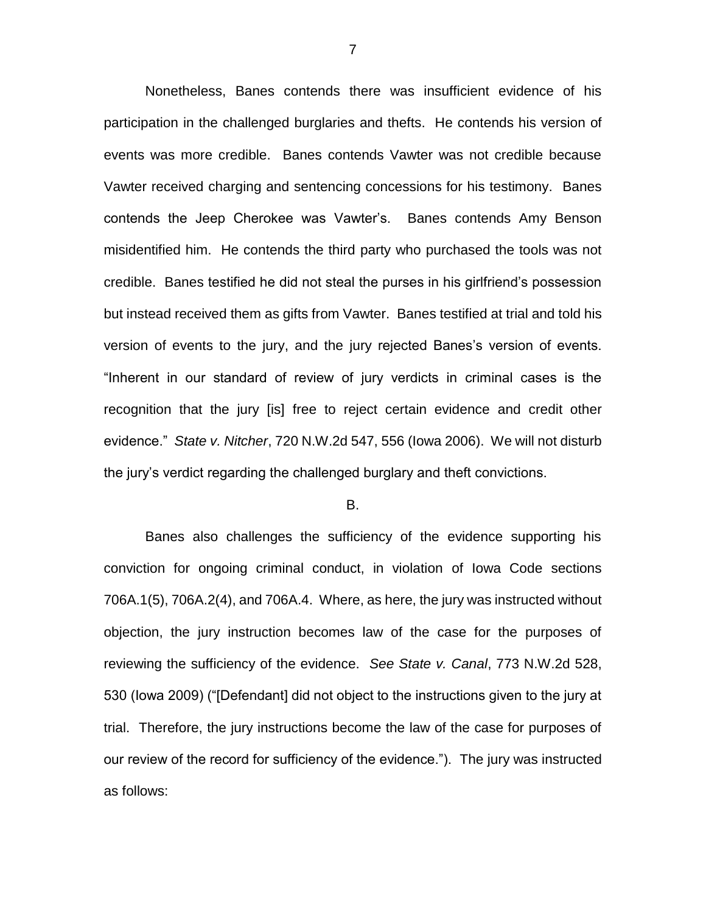Nonetheless, Banes contends there was insufficient evidence of his participation in the challenged burglaries and thefts. He contends his version of events was more credible. Banes contends Vawter was not credible because Vawter received charging and sentencing concessions for his testimony. Banes contends the Jeep Cherokee was Vawter's. Banes contends Amy Benson misidentified him. He contends the third party who purchased the tools was not credible. Banes testified he did not steal the purses in his girlfriend's possession but instead received them as gifts from Vawter. Banes testified at trial and told his version of events to the jury, and the jury rejected Banes's version of events. "Inherent in our standard of review of jury verdicts in criminal cases is the recognition that the jury [is] free to reject certain evidence and credit other evidence." *State v. Nitcher*, 720 N.W.2d 547, 556 (Iowa 2006). We will not disturb the jury's verdict regarding the challenged burglary and theft convictions.

B.

Banes also challenges the sufficiency of the evidence supporting his conviction for ongoing criminal conduct, in violation of Iowa Code sections 706A.1(5), 706A.2(4), and 706A.4. Where, as here, the jury was instructed without objection, the jury instruction becomes law of the case for the purposes of reviewing the sufficiency of the evidence. *See State v. Canal*, 773 N.W.2d 528, 530 (Iowa 2009) ("[Defendant] did not object to the instructions given to the jury at trial. Therefore, the jury instructions become the law of the case for purposes of our review of the record for sufficiency of the evidence."). The jury was instructed as follows: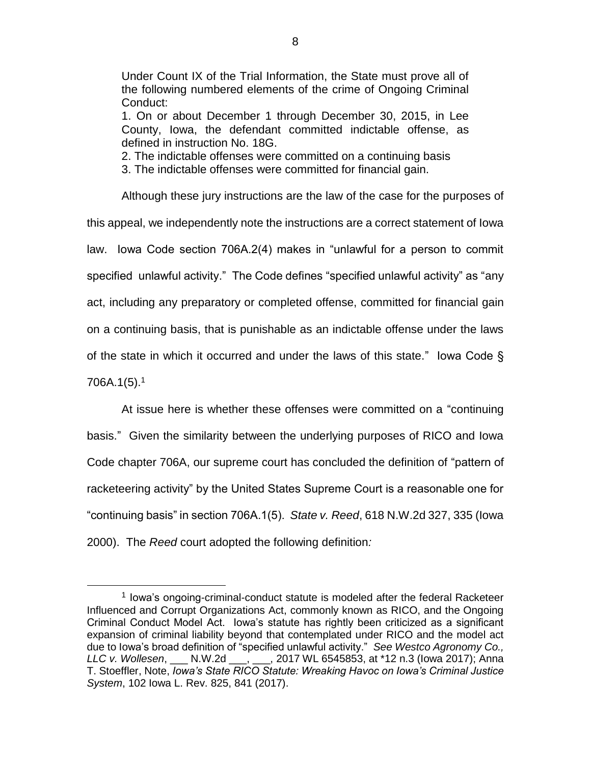> Under Count IX of the Trial Information, the State must prove all of the following numbered elements of the crime of Ongoing Criminal Conduct:
>
> 1. On or about December 1 through December 30, 2015, in Lee County, Iowa, the defendant committed indictable offense, as defined in instruction No. 18G.
> 2. The indictable offenses were committed on a continuing basis
> 3. The indictable offenses were committed for financial gain.

Although these jury instructions are the law of the case for the purposes of this appeal, we independently note the instructions are a correct statement of Iowa law. Iowa Code section 706A.2(4) makes in "unlawful for a person to commit specified unlawful activity." The Code defines "specified unlawful activity" as "any act, including any preparatory or completed offense, committed for financial gain on a continuing basis, that is punishable as an indictable offense under the laws of the state in which it occurred and under the laws of this state." Iowa Code § 706A.1(5).[1]

At issue here is whether these offenses were committed on a "continuing basis." Given the similarity between the underlying purposes of RICO and Iowa Code chapter 706A, our supreme court has concluded the definition of "pattern of racketeering activity" by the United States Supreme Court is a reasonable one for "continuing basis" in section 706A.1(5). *State v. Reed*, 618 N.W.2d 327, 335 (Iowa 2000). The *Reed* court adopted the following definition*:*

---

[1] Iowa's ongoing-criminal-conduct statute is modeled after the federal Racketeer Influenced and Corrupt Organizations Act, commonly known as RICO, and the Ongoing Criminal Conduct Model Act. Iowa's statute has rightly been criticized as a significant expansion of criminal liability beyond that contemplated under RICO and the model act due to Iowa's broad definition of "specified unlawful activity." *See Westco Agronomy Co., LLC v. Wollesen*, ___ N.W.2d ___, ___, 2017 WL 6545853, at *12 n.3 (Iowa 2017); Anna T. Stoeffler, Note, *Iowa's State RICO Statute: Wreaking Havoc on Iowa's Criminal Justice System*, 102 Iowa L. Rev. 825, 841 (2017).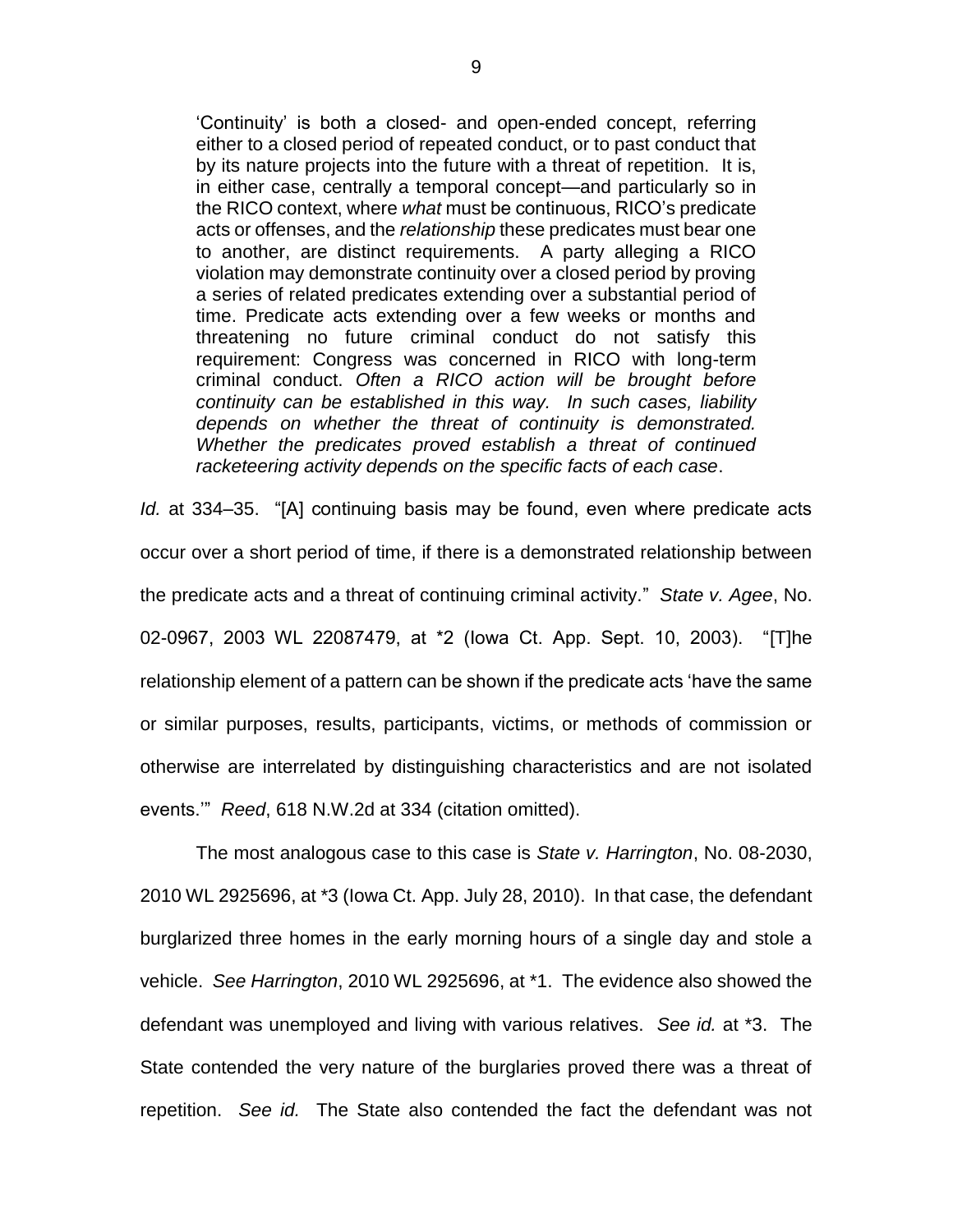> 'Continuity' is both a closed- and open-ended concept, referring either to a closed period of repeated conduct, or to past conduct that by its nature projects into the future with a threat of repetition. It is, in either case, centrally a temporal concept—and particularly so in the RICO context, where *what* must be continuous, RICO's predicate acts or offenses, and the *relationship* these predicates must bear one to another, are distinct requirements. A party alleging a RICO violation may demonstrate continuity over a closed period by proving a series of related predicates extending over a substantial period of time. Predicate acts extending over a few weeks or months and threatening no future criminal conduct do not satisfy this requirement: Congress was concerned in RICO with long-term criminal conduct. *Often a RICO action will be brought before continuity can be established in this way. In such cases, liability depends on whether the threat of continuity is demonstrated. Whether the predicates proved establish a threat of continued racketeering activity depends on the specific facts of each case*.

*Id.* at 334–35. "[A] continuing basis may be found, even where predicate acts occur over a short period of time, if there is a demonstrated relationship between the predicate acts and a threat of continuing criminal activity." *State v. Agee*, No. 02-0967, 2003 WL 22087479, at *2 (Iowa Ct. App. Sept. 10, 2003). "[T]he relationship element of a pattern can be shown if the predicate acts 'have the same or similar purposes, results, participants, victims, or methods of commission or otherwise are interrelated by distinguishing characteristics and are not isolated events.'" *Reed*, 618 N.W.2d at 334 (citation omitted).

The most analogous case to this case is *State v. Harrington*, No. 08-2030, 2010 WL 2925696, at *3 (Iowa Ct. App. July 28, 2010). In that case, the defendant burglarized three homes in the early morning hours of a single day and stole a vehicle. *See Harrington*, 2010 WL 2925696, at *1. The evidence also showed the defendant was unemployed and living with various relatives. *See id.* at *3. The State contended the very nature of the burglaries proved there was a threat of repetition. *See id.* The State also contended the fact the defendant was not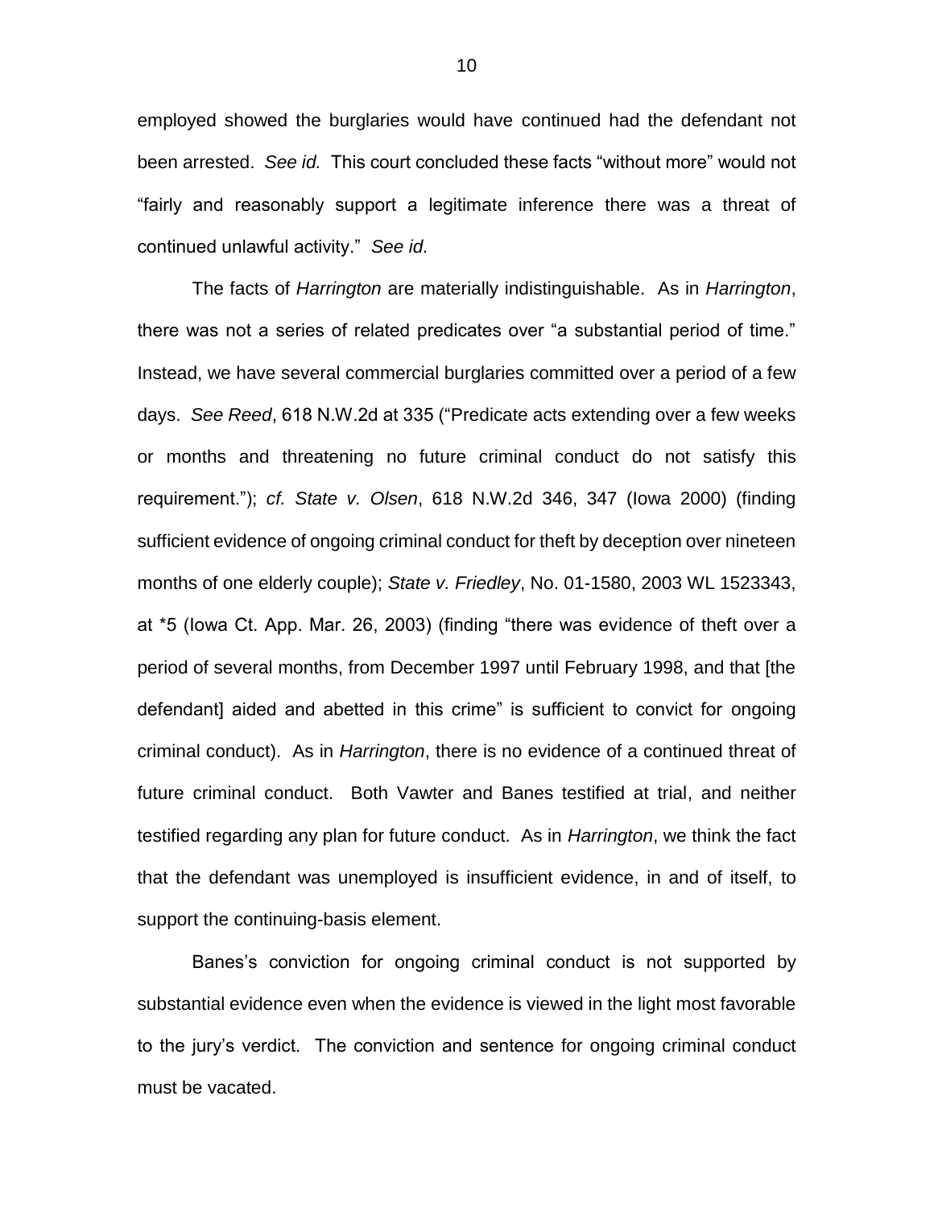employed showed the burglaries would have continued had the defendant not been arrested. *See id.* This court concluded these facts "without more" would not "fairly and reasonably support a legitimate inference there was a threat of continued unlawful activity." *See id.*

The facts of *Harrington* are materially indistinguishable. As in *Harrington*, there was not a series of related predicates over "a substantial period of time." Instead, we have several commercial burglaries committed over a period of a few days. *See Reed*, 618 N.W.2d at 335 ("Predicate acts extending over a few weeks or months and threatening no future criminal conduct do not satisfy this requirement."); *cf. State v. Olsen*, 618 N.W.2d 346, 347 (Iowa 2000) (finding sufficient evidence of ongoing criminal conduct for theft by deception over nineteen months of one elderly couple); *State v. Friedley*, No. 01-1580, 2003 WL 1523343, at *5 (Iowa Ct. App. Mar. 26, 2003) (finding "there was evidence of theft over a period of several months, from December 1997 until February 1998, and that [the defendant] aided and abetted in this crime" is sufficient to convict for ongoing criminal conduct). As in *Harrington*, there is no evidence of a continued threat of future criminal conduct. Both Vawter and Banes testified at trial, and neither testified regarding any plan for future conduct. As in *Harrington*, we think the fact that the defendant was unemployed is insufficient evidence, in and of itself, to support the continuing-basis element.

Banes's conviction for ongoing criminal conduct is not supported by substantial evidence even when the evidence is viewed in the light most favorable to the jury's verdict. The conviction and sentence for ongoing criminal conduct must be vacated.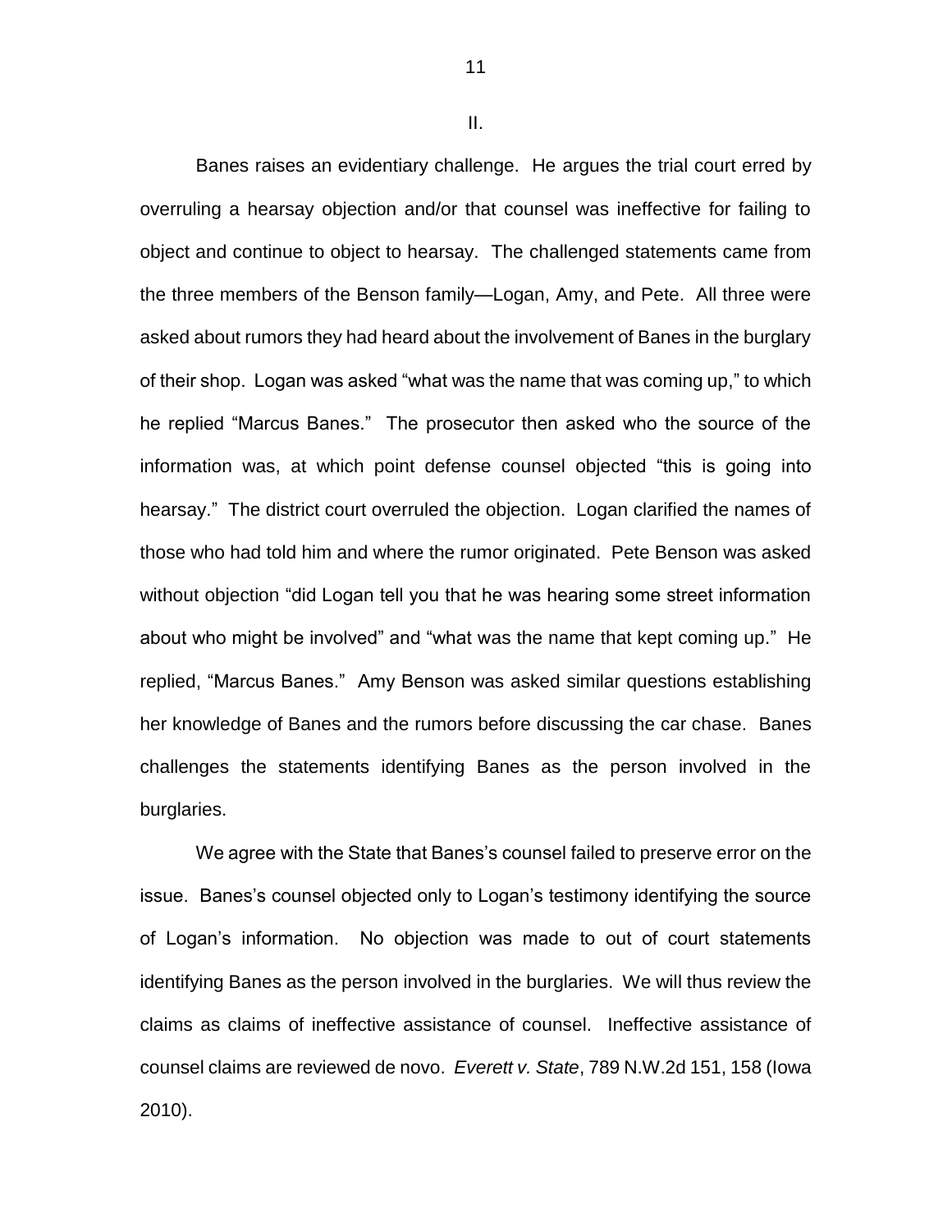II.

Banes raises an evidentiary challenge. He argues the trial court erred by overruling a hearsay objection and/or that counsel was ineffective for failing to object and continue to object to hearsay. The challenged statements came from the three members of the Benson family—Logan, Amy, and Pete. All three were asked about rumors they had heard about the involvement of Banes in the burglary of their shop. Logan was asked "what was the name that was coming up," to which he replied "Marcus Banes." The prosecutor then asked who the source of the information was, at which point defense counsel objected "this is going into hearsay." The district court overruled the objection. Logan clarified the names of those who had told him and where the rumor originated. Pete Benson was asked without objection "did Logan tell you that he was hearing some street information about who might be involved" and "what was the name that kept coming up." He replied, "Marcus Banes." Amy Benson was asked similar questions establishing her knowledge of Banes and the rumors before discussing the car chase. Banes challenges the statements identifying Banes as the person involved in the burglaries.

We agree with the State that Banes's counsel failed to preserve error on the issue. Banes's counsel objected only to Logan's testimony identifying the source of Logan's information. No objection was made to out of court statements identifying Banes as the person involved in the burglaries. We will thus review the claims as claims of ineffective assistance of counsel. Ineffective assistance of counsel claims are reviewed de novo. *Everett v. State*, 789 N.W.2d 151, 158 (Iowa 2010).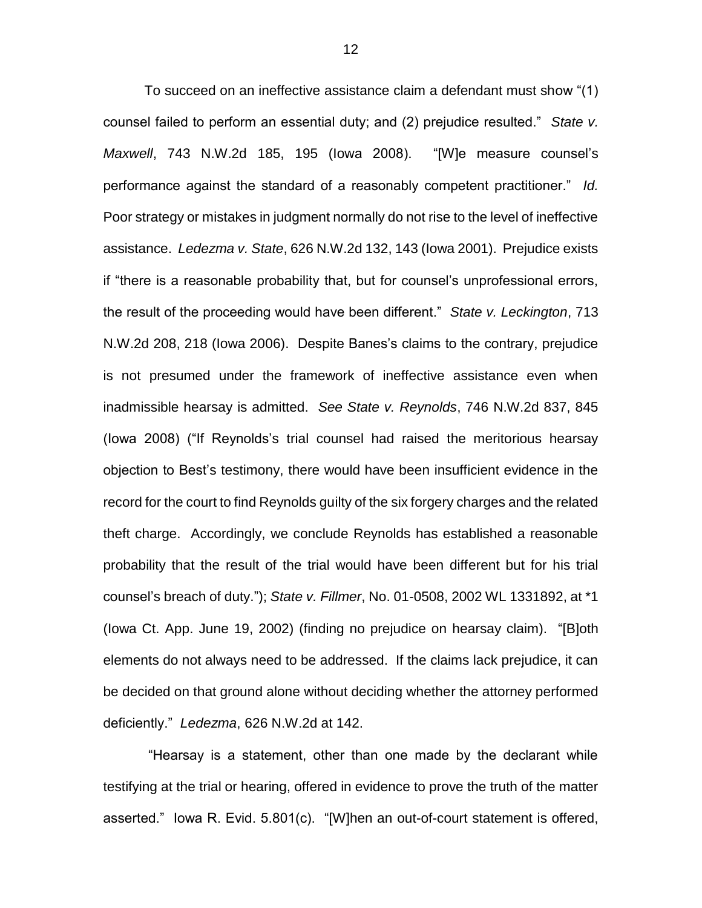To succeed on an ineffective assistance claim a defendant must show "(1) counsel failed to perform an essential duty; and (2) prejudice resulted." *State v. Maxwell*, 743 N.W.2d 185, 195 (Iowa 2008). "[W]e measure counsel's performance against the standard of a reasonably competent practitioner." *Id.* Poor strategy or mistakes in judgment normally do not rise to the level of ineffective assistance. *Ledezma v. State*, 626 N.W.2d 132, 143 (Iowa 2001). Prejudice exists if "there is a reasonable probability that, but for counsel's unprofessional errors, the result of the proceeding would have been different." *State v. Leckington*, 713 N.W.2d 208, 218 (Iowa 2006). Despite Banes's claims to the contrary, prejudice is not presumed under the framework of ineffective assistance even when inadmissible hearsay is admitted. *See State v. Reynolds*, 746 N.W.2d 837, 845 (Iowa 2008) ("If Reynolds's trial counsel had raised the meritorious hearsay objection to Best's testimony, there would have been insufficient evidence in the record for the court to find Reynolds guilty of the six forgery charges and the related theft charge. Accordingly, we conclude Reynolds has established a reasonable probability that the result of the trial would have been different but for his trial counsel's breach of duty."); *State v. Fillmer*, No. 01-0508, 2002 WL 1331892, at *1 (Iowa Ct. App. June 19, 2002) (finding no prejudice on hearsay claim). "[B]oth elements do not always need to be addressed. If the claims lack prejudice, it can be decided on that ground alone without deciding whether the attorney performed deficiently." *Ledezma*, 626 N.W.2d at 142.

"Hearsay is a statement, other than one made by the declarant while testifying at the trial or hearing, offered in evidence to prove the truth of the matter asserted." Iowa R. Evid. 5.801(c). "[W]hen an out-of-court statement is offered,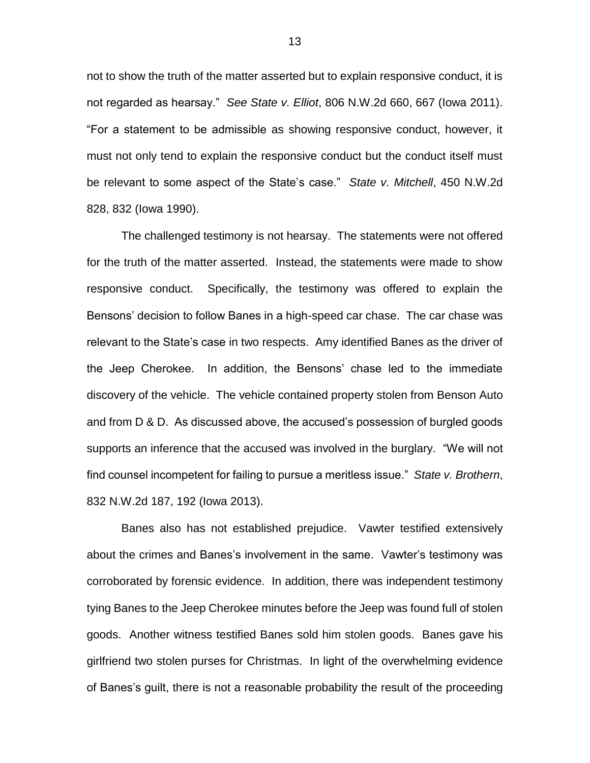not to show the truth of the matter asserted but to explain responsive conduct, it is not regarded as hearsay." *See State v. Elliot*, 806 N.W.2d 660, 667 (Iowa 2011). "For a statement to be admissible as showing responsive conduct, however, it must not only tend to explain the responsive conduct but the conduct itself must be relevant to some aspect of the State's case." *State v. Mitchell*, 450 N.W.2d 828, 832 (Iowa 1990).

The challenged testimony is not hearsay. The statements were not offered for the truth of the matter asserted. Instead, the statements were made to show responsive conduct. Specifically, the testimony was offered to explain the Bensons' decision to follow Banes in a high-speed car chase. The car chase was relevant to the State's case in two respects. Amy identified Banes as the driver of the Jeep Cherokee. In addition, the Bensons' chase led to the immediate discovery of the vehicle. The vehicle contained property stolen from Benson Auto and from D & D. As discussed above, the accused's possession of burgled goods supports an inference that the accused was involved in the burglary. "We will not find counsel incompetent for failing to pursue a meritless issue." *State v. Brothern*, 832 N.W.2d 187, 192 (Iowa 2013).

Banes also has not established prejudice. Vawter testified extensively about the crimes and Banes's involvement in the same. Vawter's testimony was corroborated by forensic evidence. In addition, there was independent testimony tying Banes to the Jeep Cherokee minutes before the Jeep was found full of stolen goods. Another witness testified Banes sold him stolen goods. Banes gave his girlfriend two stolen purses for Christmas. In light of the overwhelming evidence of Banes's guilt, there is not a reasonable probability the result of the proceeding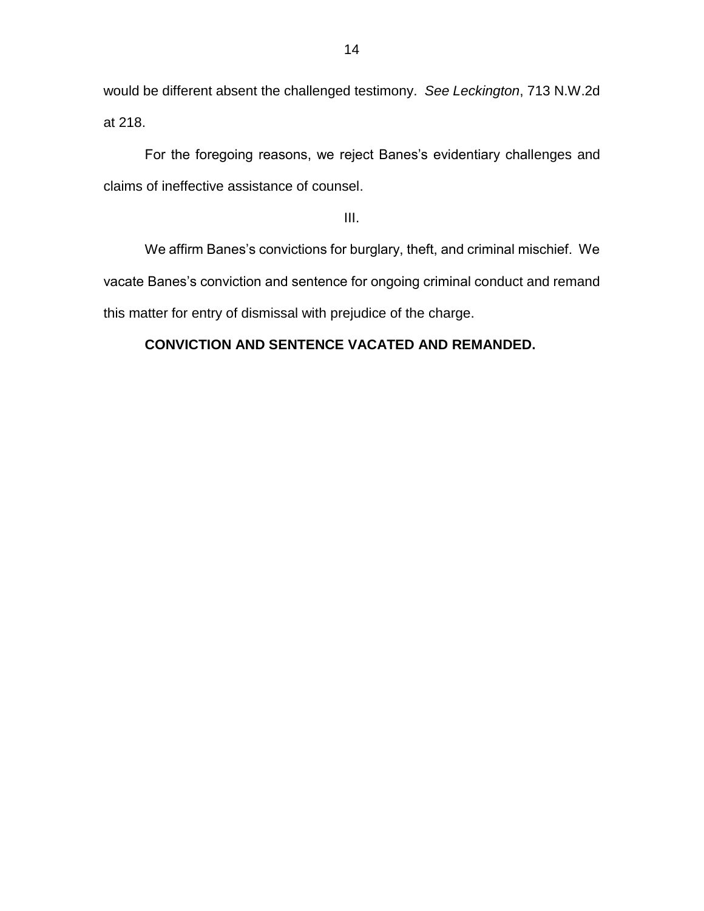would be different absent the challenged testimony. *See Leckington*, 713 N.W.2d at 218.

For the foregoing reasons, we reject Banes's evidentiary challenges and claims of ineffective assistance of counsel.

## III.

We affirm Banes's convictions for burglary, theft, and criminal mischief. We vacate Banes's conviction and sentence for ongoing criminal conduct and remand this matter for entry of dismissal with prejudice of the charge.

**CONVICTION AND SENTENCE VACATED AND REMANDED.**